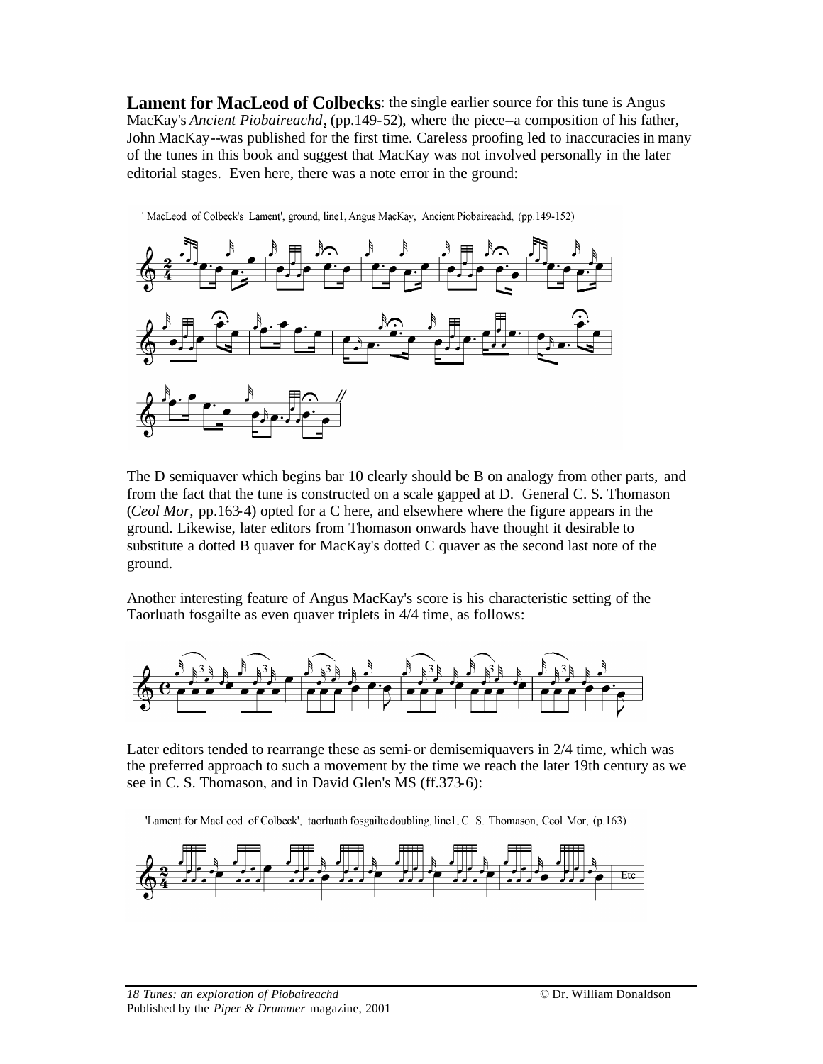**Lament for MacLeod of Colbecks**: the single earlier source for this tune is Angus MacKay's *Ancient Piobaireachd*, (pp.149-52), where the piece--a composition of his father, John MacKay--was published for the first time. Careless proofing led to inaccuracies in many of the tunes in this book and suggest that MacKay was not involved personally in the later editorial stages. Even here, there was a note error in the ground:

' MacLeod of Colbeck's Lament', ground, line1, Angus MacKay, Ancient Piobaireachd, (pp.149-152)

The D semiquaver which begins bar 10 clearly should be B on analogy from other parts, and from the fact that the tune is constructed on a scale gapped at D. General C. S. Thomason (*Ceol Mor,* pp.163-4) opted for a C here, and elsewhere where the figure appears in the ground. Likewise, later editors from Thomason onwards have thought it desirable to substitute a dotted B quaver for MacKay's dotted C quaver as the second last note of the ground.

Another interesting feature of Angus MacKay's score is his characteristic setting of the Taorluath fosgailte as even quaver triplets in 4/4 time, as follows:

Later editors tended to rearrange these as semi-or demisemiquavers in 2/4 time, which was the preferred approach to such a movement by the time we reach the later 19th century as we see in C. S. Thomason, and in David Glen's MS (ff.373-6):

'Lament for MacLeod of Colbeck', taorluath fosgailte doubling, line1, C. S. Thomason, Ceol Mor, (p.163)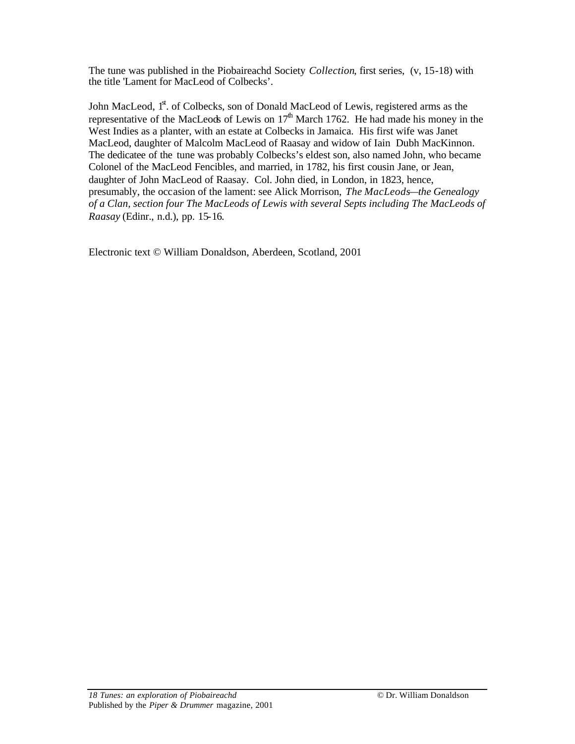The tune was published in the Piobaireachd Society *Collection*, first series, (v, 15-18) with the title 'Lament for MacLeod of Colbecks'.

John MacLeod, 1st. of Colbecks, son of Donald MacLeod of Lewis, registered arms as the representative of the MacLeods of Lewis on 17th March 1762. He had made his money in the West Indies as a planter, with an estate at Colbecks in Jamaica. His first wife was Janet MacLeod, daughter of Malcolm MacLeod of Raasay and widow of Iain Dubh MacKinnon. The dedicatee of the tune was probably Colbecks's eldest son, also named John, who became Colonel of the MacLeod Fencibles, and married, in 1782, his first cousin Jane, or Jean, daughter of John MacLeod of Raasay. Col. John died, in London, in 1823, hence, presumably, the occasion of the lament: see Alick Morrison, *The MacLeods—the Genealogy of a Clan, section four The MacLeods of Lewis with several Septs including The MacLeods of Raasay* (Edinr., n.d.), pp. 15-16.

Electronic text © William Donaldson, Aberdeen, Scotland, 2001